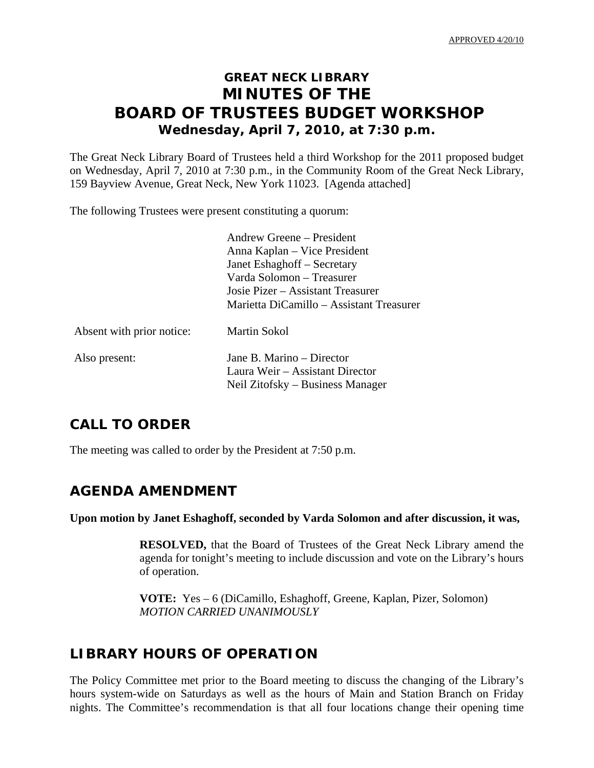APPROVED 4/20/10

# GREAT NECK LIBRARY
# MINUTES OF THE
# BOARD OF TRUSTEES BUDGET WORKSHOP
### Wednesday, April 7, 2010, at 7:30 p.m.

The Great Neck Library Board of Trustees held a third Workshop for the 2011 proposed budget on Wednesday, April 7, 2010 at 7:30 p.m., in the Community Room of the Great Neck Library, 159 Bayview Avenue, Great Neck, New York 11023. [Agenda attached]

The following Trustees were present constituting a quorum:

Andrew Greene – President
Anna Kaplan – Vice President
Janet Eshaghoff – Secretary
Varda Solomon – Treasurer
Josie Pizer – Assistant Treasurer
Marietta DiCamillo – Assistant Treasurer

Absent with prior notice: Martin Sokol

Also present:
Jane B. Marino – Director
Laura Weir – Assistant Director
Neil Zitofsky – Business Manager

## CALL TO ORDER

The meeting was called to order by the President at 7:50 p.m.

## AGENDA AMENDMENT

**Upon motion by Janet Eshaghoff, seconded by Varda Solomon and after discussion, it was,**

> **RESOLVED,** that the Board of Trustees of the Great Neck Library amend the agenda for tonight's meeting to include discussion and vote on the Library's hours of operation.
>
> **VOTE:** Yes – 6 (DiCamillo, Eshaghoff, Greene, Kaplan, Pizer, Solomon)
> *MOTION CARRIED UNANIMOUSLY*

## LIBRARY HOURS OF OPERATION

The Policy Committee met prior to the Board meeting to discuss the changing of the Library's hours system-wide on Saturdays as well as the hours of Main and Station Branch on Friday nights. The Committee's recommendation is that all four locations change their opening time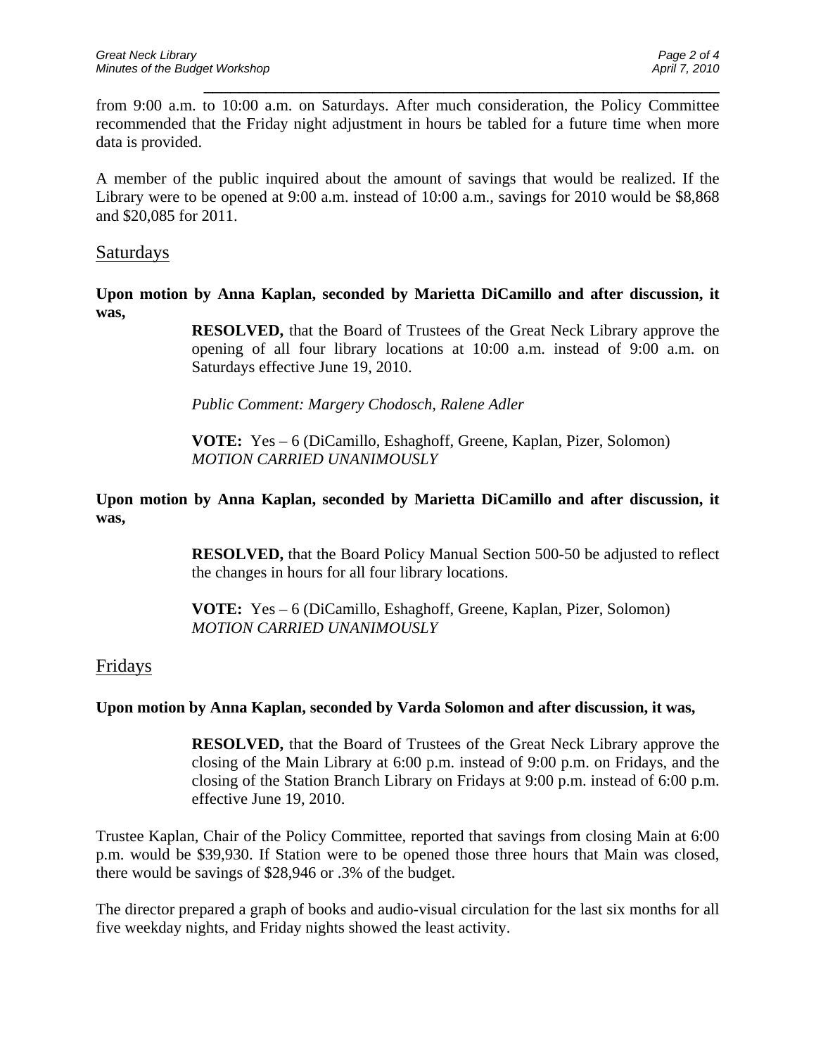from 9:00 a.m. to 10:00 a.m. on Saturdays. After much consideration, the Policy Committee recommended that the Friday night adjustment in hours be tabled for a future time when more data is provided.

A member of the public inquired about the amount of savings that would be realized. If the Library were to be opened at 9:00 a.m. instead of 10:00 a.m., savings for 2010 would be $8,868 and $20,085 for 2011.

## Saturdays

**Upon motion by Anna Kaplan, seconded by Marietta DiCamillo and after discussion, it was,**

> **RESOLVED,** that the Board of Trustees of the Great Neck Library approve the opening of all four library locations at 10:00 a.m. instead of 9:00 a.m. on Saturdays effective June 19, 2010.
>
> *Public Comment: Margery Chodosch, Ralene Adler*
>
> **VOTE:** Yes – 6 (DiCamillo, Eshaghoff, Greene, Kaplan, Pizer, Solomon)
> *MOTION CARRIED UNANIMOUSLY*

**Upon motion by Anna Kaplan, seconded by Marietta DiCamillo and after discussion, it was,**

> **RESOLVED,** that the Board Policy Manual Section 500-50 be adjusted to reflect the changes in hours for all four library locations.
>
> **VOTE:** Yes – 6 (DiCamillo, Eshaghoff, Greene, Kaplan, Pizer, Solomon)
> *MOTION CARRIED UNANIMOUSLY*

## Fridays

**Upon motion by Anna Kaplan, seconded by Varda Solomon and after discussion, it was,**

> **RESOLVED,** that the Board of Trustees of the Great Neck Library approve the closing of the Main Library at 6:00 p.m. instead of 9:00 p.m. on Fridays, and the closing of the Station Branch Library on Fridays at 9:00 p.m. instead of 6:00 p.m. effective June 19, 2010.

Trustee Kaplan, Chair of the Policy Committee, reported that savings from closing Main at 6:00 p.m. would be $39,930. If Station were to be opened those three hours that Main was closed, there would be savings of $28,946 or .3% of the budget.

The director prepared a graph of books and audio-visual circulation for the last six months for all five weekday nights, and Friday nights showed the least activity.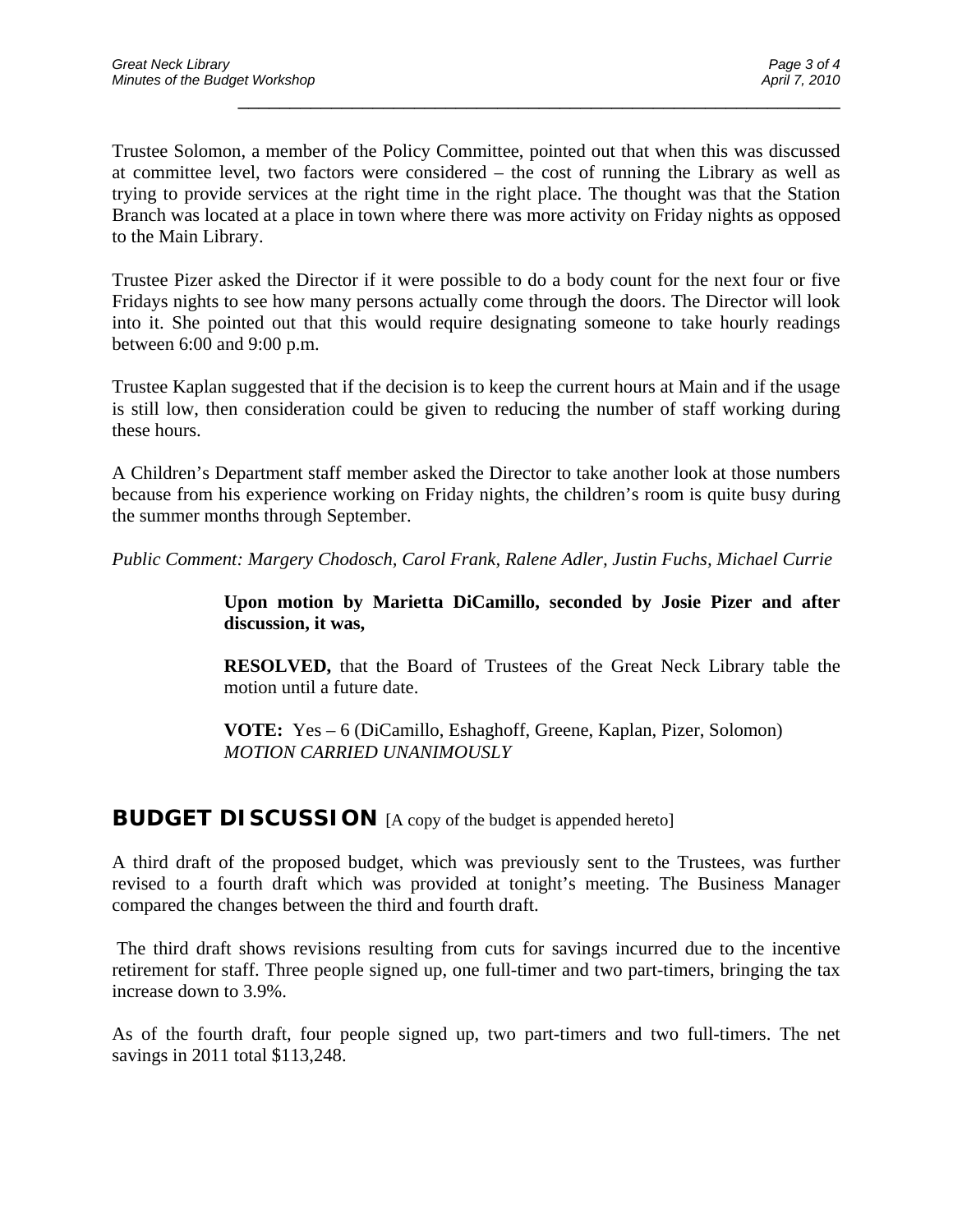Trustee Solomon, a member of the Policy Committee, pointed out that when this was discussed at committee level, two factors were considered – the cost of running the Library as well as trying to provide services at the right time in the right place. The thought was that the Station Branch was located at a place in town where there was more activity on Friday nights as opposed to the Main Library.

Trustee Pizer asked the Director if it were possible to do a body count for the next four or five Fridays nights to see how many persons actually come through the doors. The Director will look into it. She pointed out that this would require designating someone to take hourly readings between 6:00 and 9:00 p.m.

Trustee Kaplan suggested that if the decision is to keep the current hours at Main and if the usage is still low, then consideration could be given to reducing the number of staff working during these hours.

A Children's Department staff member asked the Director to take another look at those numbers because from his experience working on Friday nights, the children's room is quite busy during the summer months through September.

*Public Comment: Margery Chodosch, Carol Frank, Ralene Adler, Justin Fuchs, Michael Currie*

> **Upon motion by Marietta DiCamillo, seconded by Josie Pizer and after discussion, it was,**
>
> **RESOLVED,** that the Board of Trustees of the Great Neck Library table the motion until a future date.
>
> **VOTE:** Yes – 6 (DiCamillo, Eshaghoff, Greene, Kaplan, Pizer, Solomon)
> *MOTION CARRIED UNANIMOUSLY*

## BUDGET DISCUSSION [A copy of the budget is appended hereto]

A third draft of the proposed budget, which was previously sent to the Trustees, was further revised to a fourth draft which was provided at tonight's meeting. The Business Manager compared the changes between the third and fourth draft.

The third draft shows revisions resulting from cuts for savings incurred due to the incentive retirement for staff. Three people signed up, one full-timer and two part-timers, bringing the tax increase down to 3.9%.

As of the fourth draft, four people signed up, two part-timers and two full-timers. The net savings in 2011 total $113,248.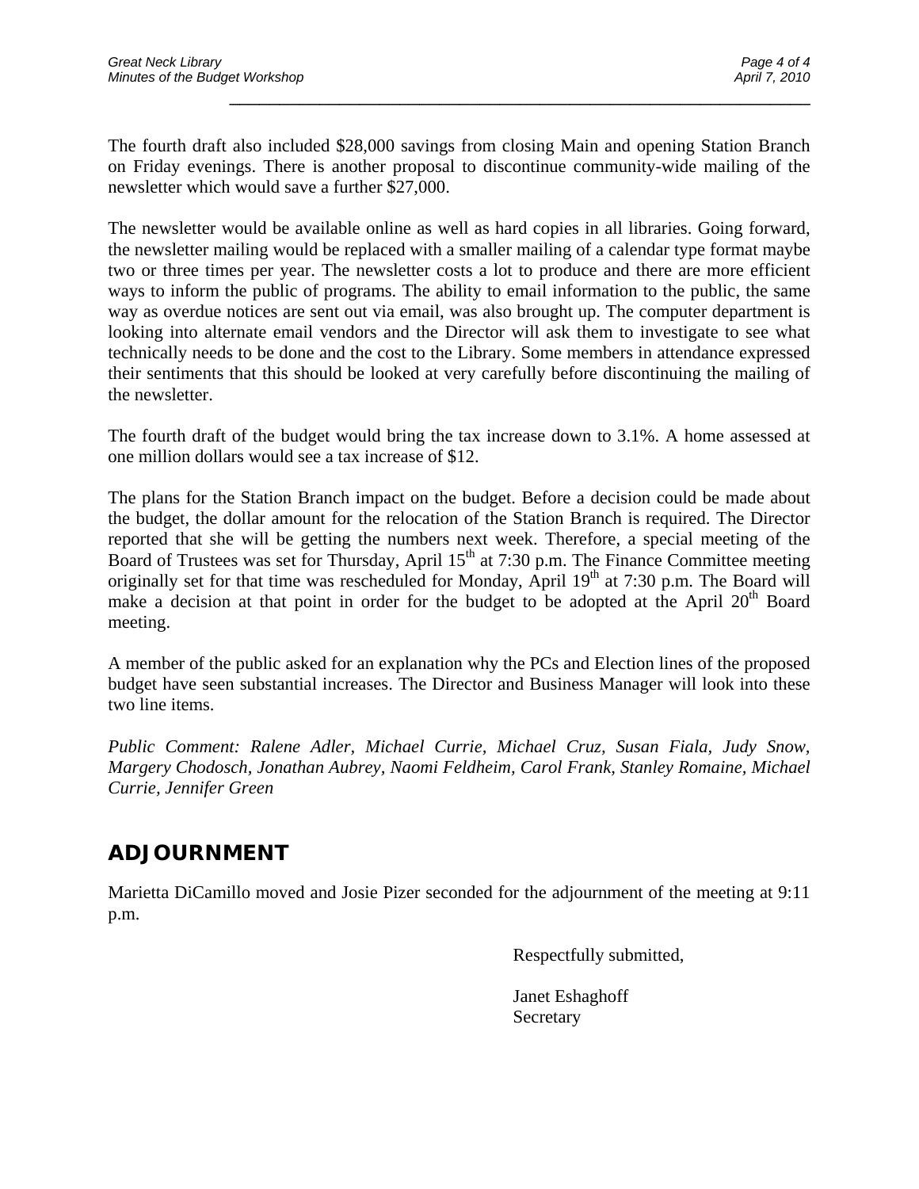The fourth draft also included $28,000 savings from closing Main and opening Station Branch on Friday evenings. There is another proposal to discontinue community-wide mailing of the newsletter which would save a further $27,000.

The newsletter would be available online as well as hard copies in all libraries. Going forward, the newsletter mailing would be replaced with a smaller mailing of a calendar type format maybe two or three times per year. The newsletter costs a lot to produce and there are more efficient ways to inform the public of programs. The ability to email information to the public, the same way as overdue notices are sent out via email, was also brought up. The computer department is looking into alternate email vendors and the Director will ask them to investigate to see what technically needs to be done and the cost to the Library. Some members in attendance expressed their sentiments that this should be looked at very carefully before discontinuing the mailing of the newsletter.

The fourth draft of the budget would bring the tax increase down to 3.1%. A home assessed at one million dollars would see a tax increase of $12.

The plans for the Station Branch impact on the budget. Before a decision could be made about the budget, the dollar amount for the relocation of the Station Branch is required. The Director reported that she will be getting the numbers next week. Therefore, a special meeting of the Board of Trustees was set for Thursday, April 15th at 7:30 p.m. The Finance Committee meeting originally set for that time was rescheduled for Monday, April 19th at 7:30 p.m. The Board will make a decision at that point in order for the budget to be adopted at the April 20th Board meeting.

A member of the public asked for an explanation why the PCs and Election lines of the proposed budget have seen substantial increases. The Director and Business Manager will look into these two line items.

*Public Comment: Ralene Adler, Michael Currie, Michael Cruz, Susan Fiala, Judy Snow, Margery Chodosch, Jonathan Aubrey, Naomi Feldheim, Carol Frank, Stanley Romaine, Michael Currie, Jennifer Green*

## ADJOURNMENT

Marietta DiCamillo moved and Josie Pizer seconded for the adjournment of the meeting at 9:11 p.m.

Respectfully submitted,

Janet Eshaghoff
Secretary